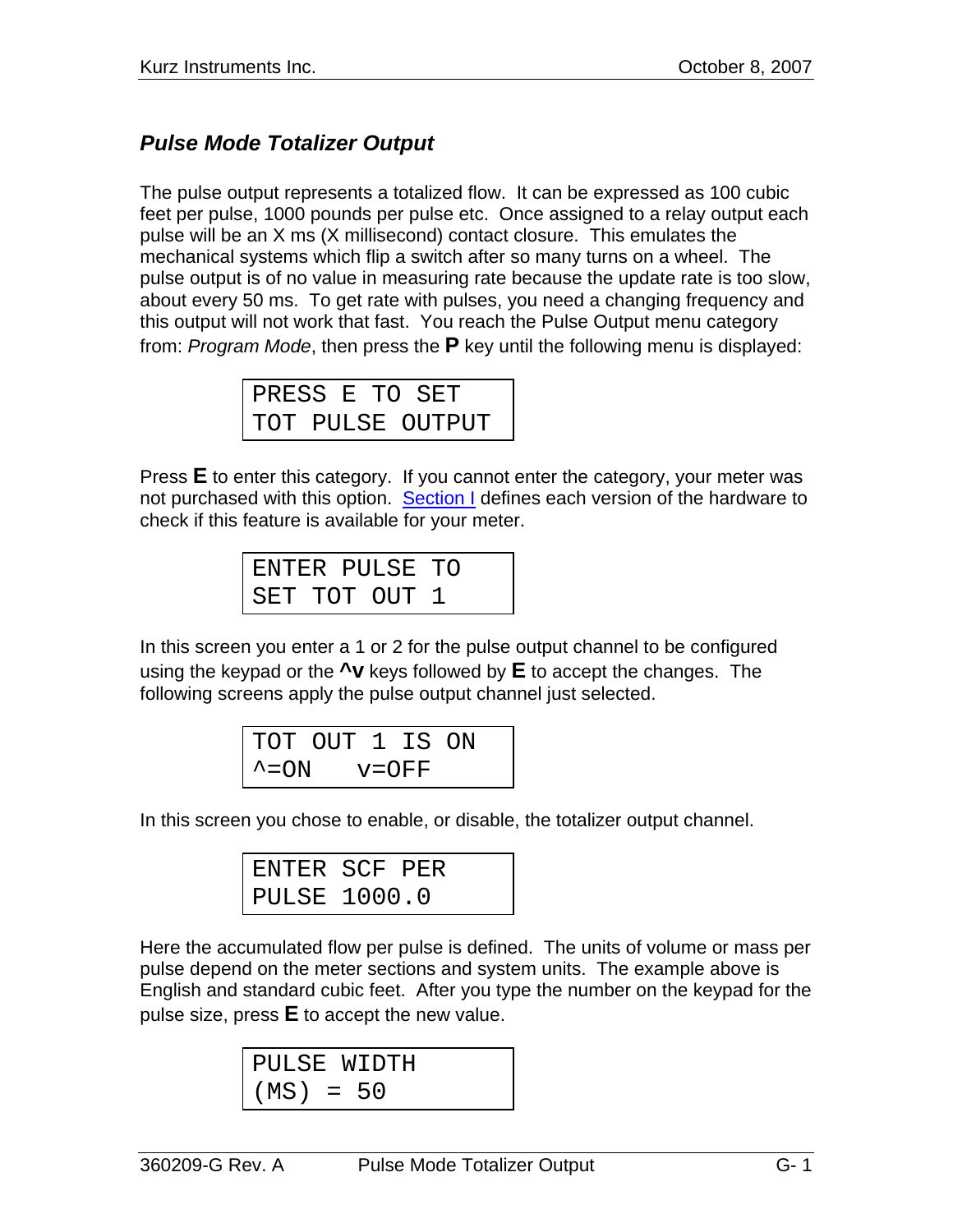## *Pulse Mode Totalizer Output*

The pulse output represents a totalized flow. It can be expressed as 100 cubic feet per pulse, 1000 pounds per pulse etc. Once assigned to a relay output each pulse will be an X ms (X millisecond) contact closure. This emulates the mechanical systems which flip a switch after so many turns on a wheel. The pulse output is of no value in measuring rate because the update rate is too slow, about every 50 ms. To get rate with pulses, you need a changing frequency and this output will not work that fast. You reach the Pulse Output menu category from: *Program Mode*, then press the **P** key until the following menu is displayed:

```
PRESS E TO SET
TOT PULSE OUTPUT
```

Press **E** to enter this category. If you cannot enter the category, your meter was not purchased with this option. Section I defines each version of the hardware to check if this feature is available for your meter.

```
ENTER PULSE TO
SET TOT OUT 1
```

In this screen you enter a 1 or 2 for the pulse output channel to be configured using the keypad or the **^v** keys followed by **E** to accept the changes. The following screens apply the pulse output channel just selected.

```
TOT OUT 1 IS ON
^=ON   v=OFF
```

In this screen you chose to enable, or disable, the totalizer output channel.

```
ENTER SCF PER
PULSE 1000.0
```

Here the accumulated flow per pulse is defined. The units of volume or mass per pulse depend on the meter sections and system units. The example above is English and standard cubic feet. After you type the number on the keypad for the pulse size, press **E** to accept the new value.

```
PULSE WIDTH
(MS) = 50
```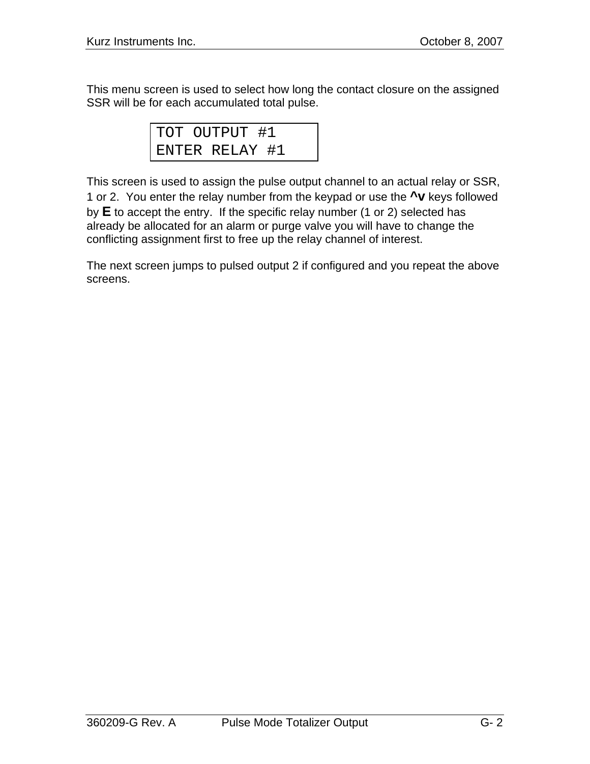This menu screen is used to select how long the contact closure on the assigned SSR will be for each accumulated total pulse.

```
TOT OUTPUT #1
ENTER RELAY #1
```

This screen is used to assign the pulse output channel to an actual relay or SSR, 1 or 2. You enter the relay number from the keypad or use the **^v** keys followed by **E** to accept the entry. If the specific relay number (1 or 2) selected has already be allocated for an alarm or purge valve you will have to change the conflicting assignment first to free up the relay channel of interest.

The next screen jumps to pulsed output 2 if configured and you repeat the above screens.